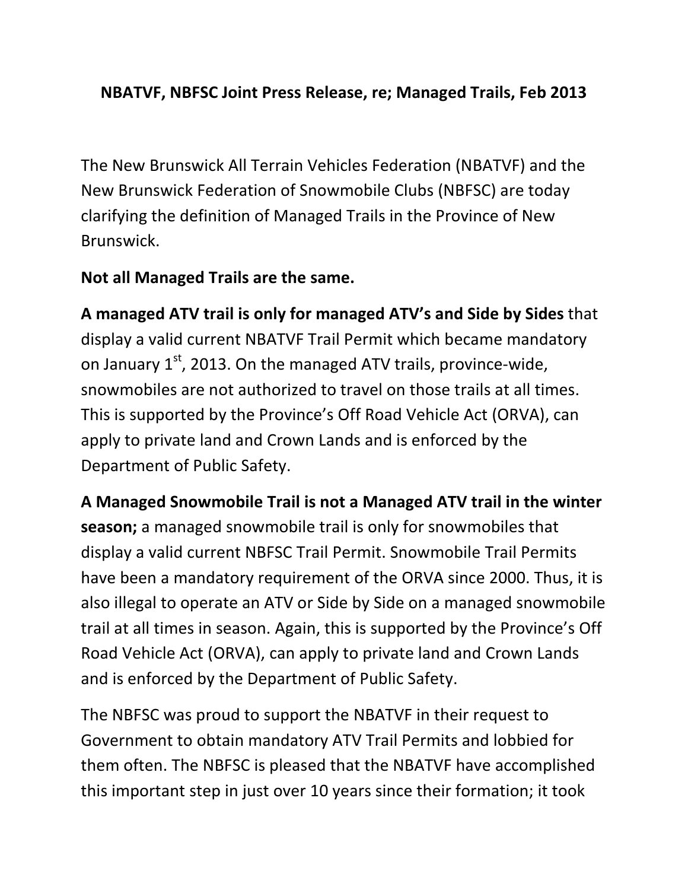**NBATVF, NBFSC Joint Press Release, re; Managed Trails, Feb 2013**

The New Brunswick All Terrain Vehicles Federation (NBATVF) and the New Brunswick Federation of Snowmobile Clubs (NBFSC) are today clarifying the definition of Managed Trails in the Province of New Brunswick.

**Not all Managed Trails are the same.**

**A managed ATV trail is only for managed ATV's and Side by Sides** that display a valid current NBATVF Trail Permit which became mandatory on January 1st, 2013. On the managed ATV trails, province-wide, snowmobiles are not authorized to travel on those trails at all times. This is supported by the Province's Off Road Vehicle Act (ORVA), can apply to private land and Crown Lands and is enforced by the Department of Public Safety.

**A Managed Snowmobile Trail is not a Managed ATV trail in the winter season;** a managed snowmobile trail is only for snowmobiles that display a valid current NBFSC Trail Permit. Snowmobile Trail Permits have been a mandatory requirement of the ORVA since 2000. Thus, it is also illegal to operate an ATV or Side by Side on a managed snowmobile trail at all times in season. Again, this is supported by the Province's Off Road Vehicle Act (ORVA), can apply to private land and Crown Lands and is enforced by the Department of Public Safety.

The NBFSC was proud to support the NBATVF in their request to Government to obtain mandatory ATV Trail Permits and lobbied for them often. The NBFSC is pleased that the NBATVF have accomplished this important step in just over 10 years since their formation; it took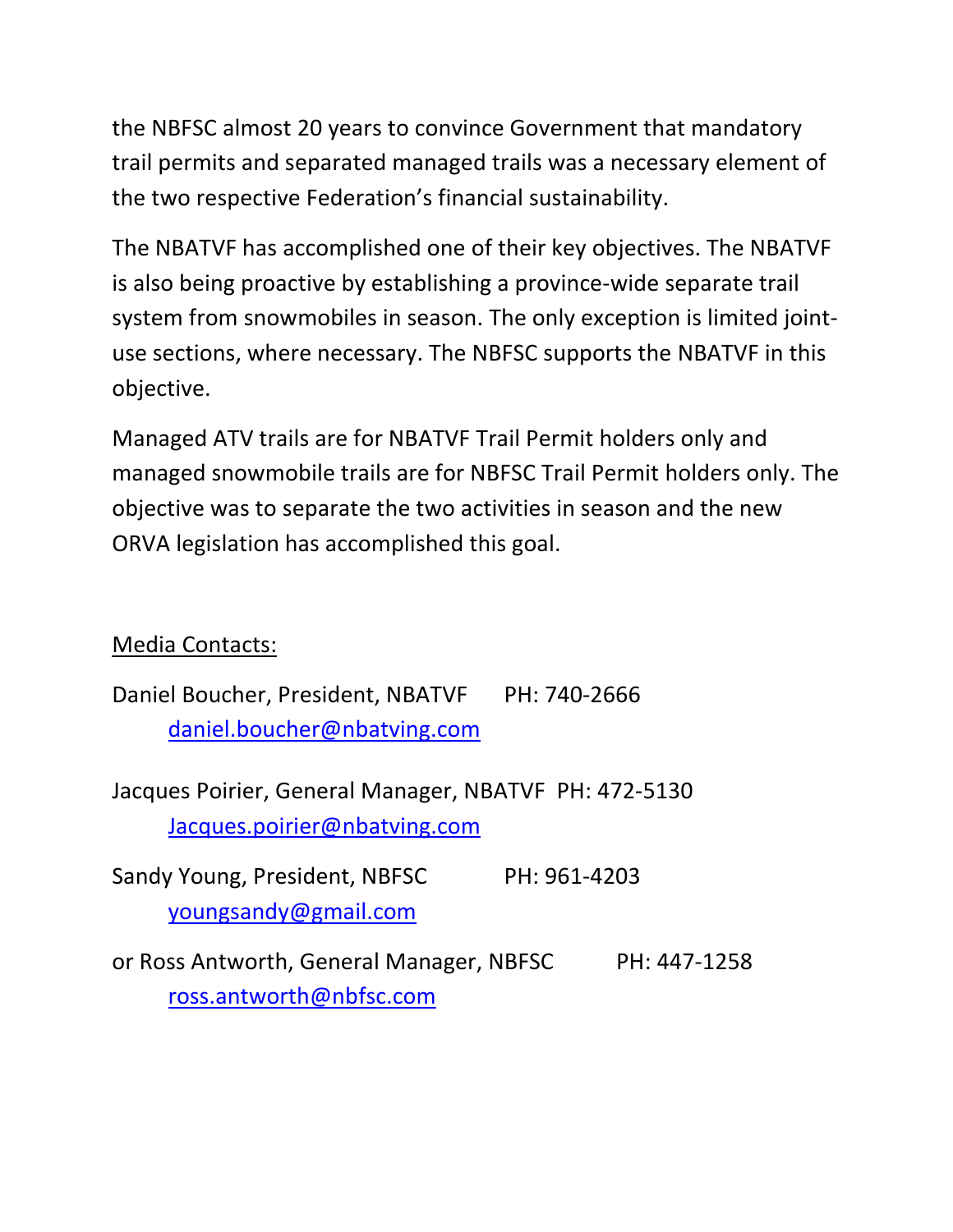the NBFSC almost 20 years to convince Government that mandatory trail permits and separated managed trails was a necessary element of the two respective Federation's financial sustainability.

The NBATVF has accomplished one of their key objectives. The NBATVF is also being proactive by establishing a province-wide separate trail system from snowmobiles in season. The only exception is limited joint-use sections, where necessary. The NBFSC supports the NBATVF in this objective.

Managed ATV trails are for NBATVF Trail Permit holders only and managed snowmobile trails are for NBFSC Trail Permit holders only. The objective was to separate the two activities in season and the new ORVA legislation has accomplished this goal.

<u>Media Contacts:</u>

Daniel Boucher, President, NBATVF PH: 740-2666
daniel.boucher@nbatving.com

Jacques Poirier, General Manager, NBATVF PH: 472-5130
Jacques.poirier@nbatving.com

Sandy Young, President, NBFSC PH: 961-4203
youngsandy@gmail.com

or Ross Antworth, General Manager, NBFSC PH: 447-1258
ross.antworth@nbfsc.com